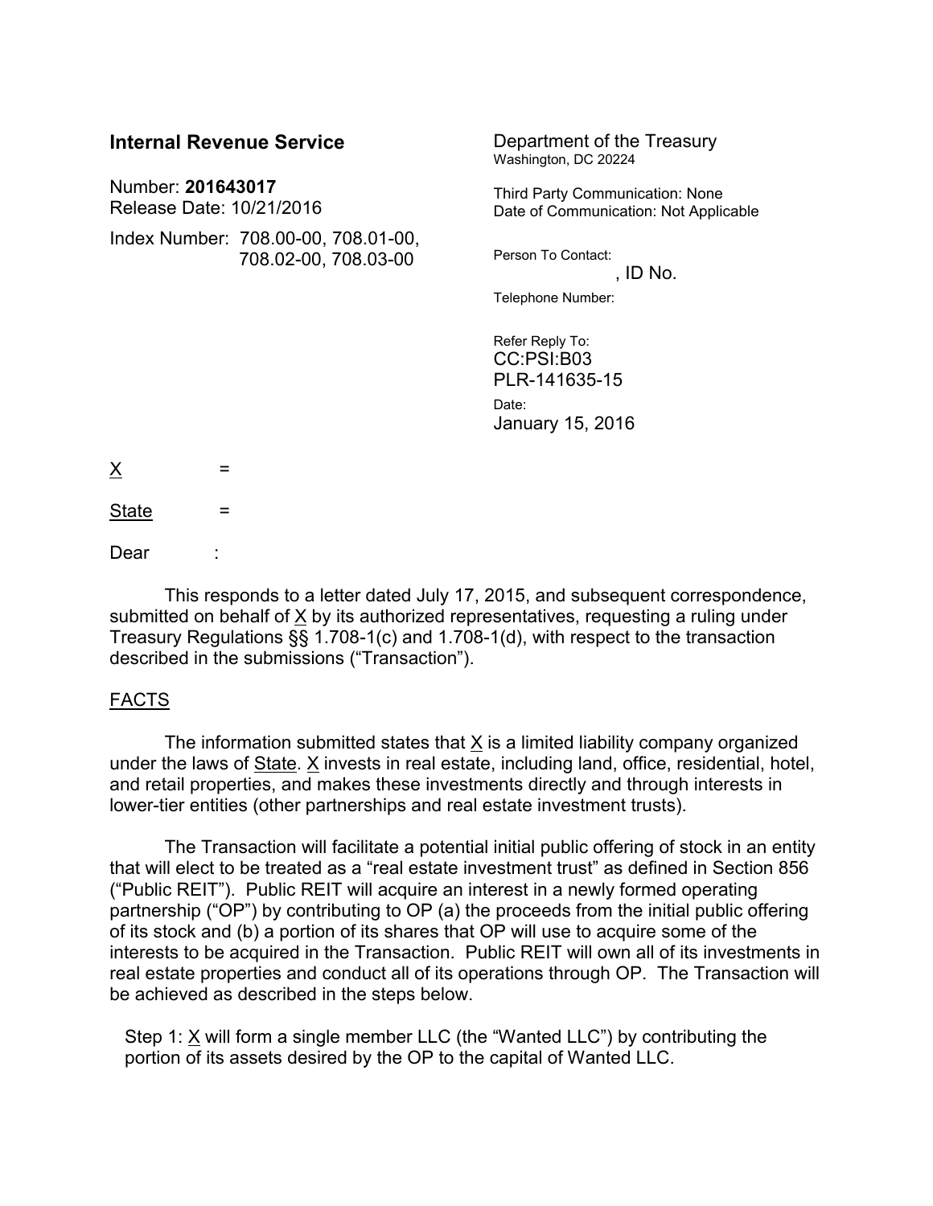**Internal Revenue Service**

Number: **201643017**
Release Date: 10/21/2016

Index Number: 708.00-00, 708.01-00, 708.02-00, 708.03-00

Department of the Treasury
Washington, DC 20224

Third Party Communication: None
Date of Communication: Not Applicable

Person To Contact:
, ID No.

Telephone Number:

Refer Reply To:
CC:PSI:B03
PLR-141635-15

Date:
January 15, 2016

X =

State =

Dear :

This responds to a letter dated July 17, 2015, and subsequent correspondence, submitted on behalf of X by its authorized representatives, requesting a ruling under Treasury Regulations §§ 1.708-1(c) and 1.708-1(d), with respect to the transaction described in the submissions ("Transaction").

## FACTS

The information submitted states that X is a limited liability company organized under the laws of State. X invests in real estate, including land, office, residential, hotel, and retail properties, and makes these investments directly and through interests in lower-tier entities (other partnerships and real estate investment trusts).

The Transaction will facilitate a potential initial public offering of stock in an entity that will elect to be treated as a "real estate investment trust" as defined in Section 856 ("Public REIT"). Public REIT will acquire an interest in a newly formed operating partnership ("OP") by contributing to OP (a) the proceeds from the initial public offering of its stock and (b) a portion of its shares that OP will use to acquire some of the interests to be acquired in the Transaction. Public REIT will own all of its investments in real estate properties and conduct all of its operations through OP. The Transaction will be achieved as described in the steps below.

Step 1: X will form a single member LLC (the "Wanted LLC") by contributing the portion of its assets desired by the OP to the capital of Wanted LLC.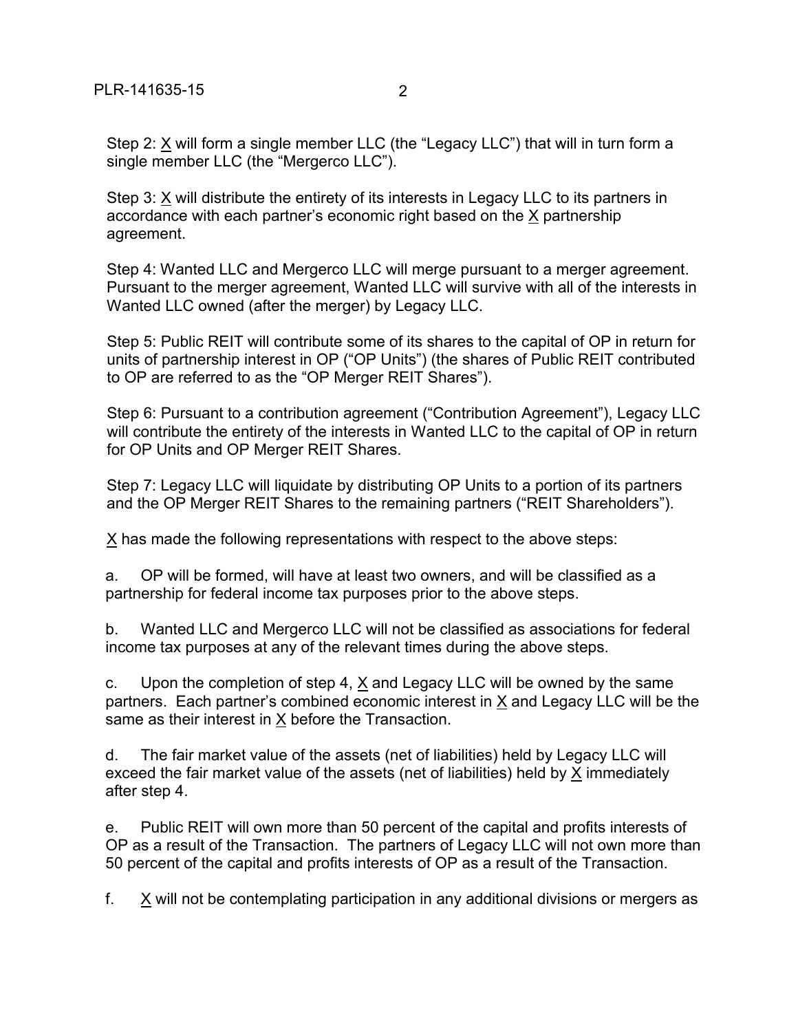Step 2: X will form a single member LLC (the "Legacy LLC") that will in turn form a single member LLC (the "Mergerco LLC").

Step 3: X will distribute the entirety of its interests in Legacy LLC to its partners in accordance with each partner's economic right based on the X partnership agreement.

Step 4: Wanted LLC and Mergerco LLC will merge pursuant to a merger agreement. Pursuant to the merger agreement, Wanted LLC will survive with all of the interests in Wanted LLC owned (after the merger) by Legacy LLC.

Step 5: Public REIT will contribute some of its shares to the capital of OP in return for units of partnership interest in OP ("OP Units") (the shares of Public REIT contributed to OP are referred to as the "OP Merger REIT Shares").

Step 6: Pursuant to a contribution agreement ("Contribution Agreement"), Legacy LLC will contribute the entirety of the interests in Wanted LLC to the capital of OP in return for OP Units and OP Merger REIT Shares.

Step 7: Legacy LLC will liquidate by distributing OP Units to a portion of its partners and the OP Merger REIT Shares to the remaining partners ("REIT Shareholders").

X has made the following representations with respect to the above steps:

a. OP will be formed, will have at least two owners, and will be classified as a partnership for federal income tax purposes prior to the above steps.

b. Wanted LLC and Mergerco LLC will not be classified as associations for federal income tax purposes at any of the relevant times during the above steps.

c. Upon the completion of step 4, X and Legacy LLC will be owned by the same partners. Each partner's combined economic interest in X and Legacy LLC will be the same as their interest in X before the Transaction.

d. The fair market value of the assets (net of liabilities) held by Legacy LLC will exceed the fair market value of the assets (net of liabilities) held by X immediately after step 4.

e. Public REIT will own more than 50 percent of the capital and profits interests of OP as a result of the Transaction. The partners of Legacy LLC will not own more than 50 percent of the capital and profits interests of OP as a result of the Transaction.

f. X will not be contemplating participation in any additional divisions or mergers as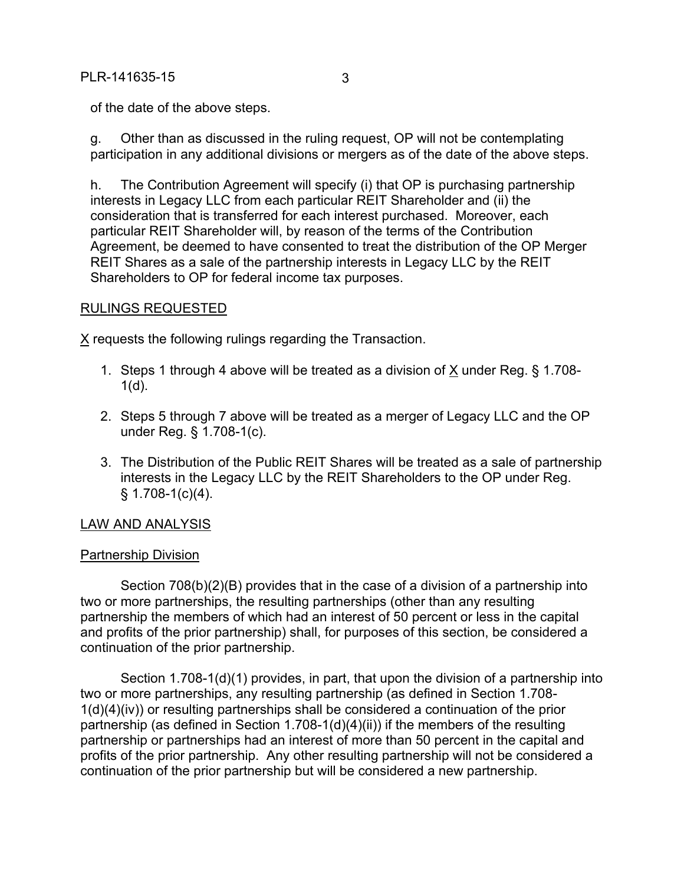of the date of the above steps.

g. Other than as discussed in the ruling request, OP will not be contemplating participation in any additional divisions or mergers as of the date of the above steps.

h. The Contribution Agreement will specify (i) that OP is purchasing partnership interests in Legacy LLC from each particular REIT Shareholder and (ii) the consideration that is transferred for each interest purchased. Moreover, each particular REIT Shareholder will, by reason of the terms of the Contribution Agreement, be deemed to have consented to treat the distribution of the OP Merger REIT Shares as a sale of the partnership interests in Legacy LLC by the REIT Shareholders to OP for federal income tax purposes.

## RULINGS REQUESTED

X requests the following rulings regarding the Transaction.

1. Steps 1 through 4 above will be treated as a division of X under Reg. § 1.708-1(d).

2. Steps 5 through 7 above will be treated as a merger of Legacy LLC and the OP under Reg. § 1.708-1(c).

3. The Distribution of the Public REIT Shares will be treated as a sale of partnership interests in the Legacy LLC by the REIT Shareholders to the OP under Reg. § 1.708-1(c)(4).

## LAW AND ANALYSIS

### Partnership Division

Section 708(b)(2)(B) provides that in the case of a division of a partnership into two or more partnerships, the resulting partnerships (other than any resulting partnership the members of which had an interest of 50 percent or less in the capital and profits of the prior partnership) shall, for purposes of this section, be considered a continuation of the prior partnership.

Section 1.708-1(d)(1) provides, in part, that upon the division of a partnership into two or more partnerships, any resulting partnership (as defined in Section 1.708-1(d)(4)(iv)) or resulting partnerships shall be considered a continuation of the prior partnership (as defined in Section 1.708-1(d)(4)(ii)) if the members of the resulting partnership or partnerships had an interest of more than 50 percent in the capital and profits of the prior partnership. Any other resulting partnership will not be considered a continuation of the prior partnership but will be considered a new partnership.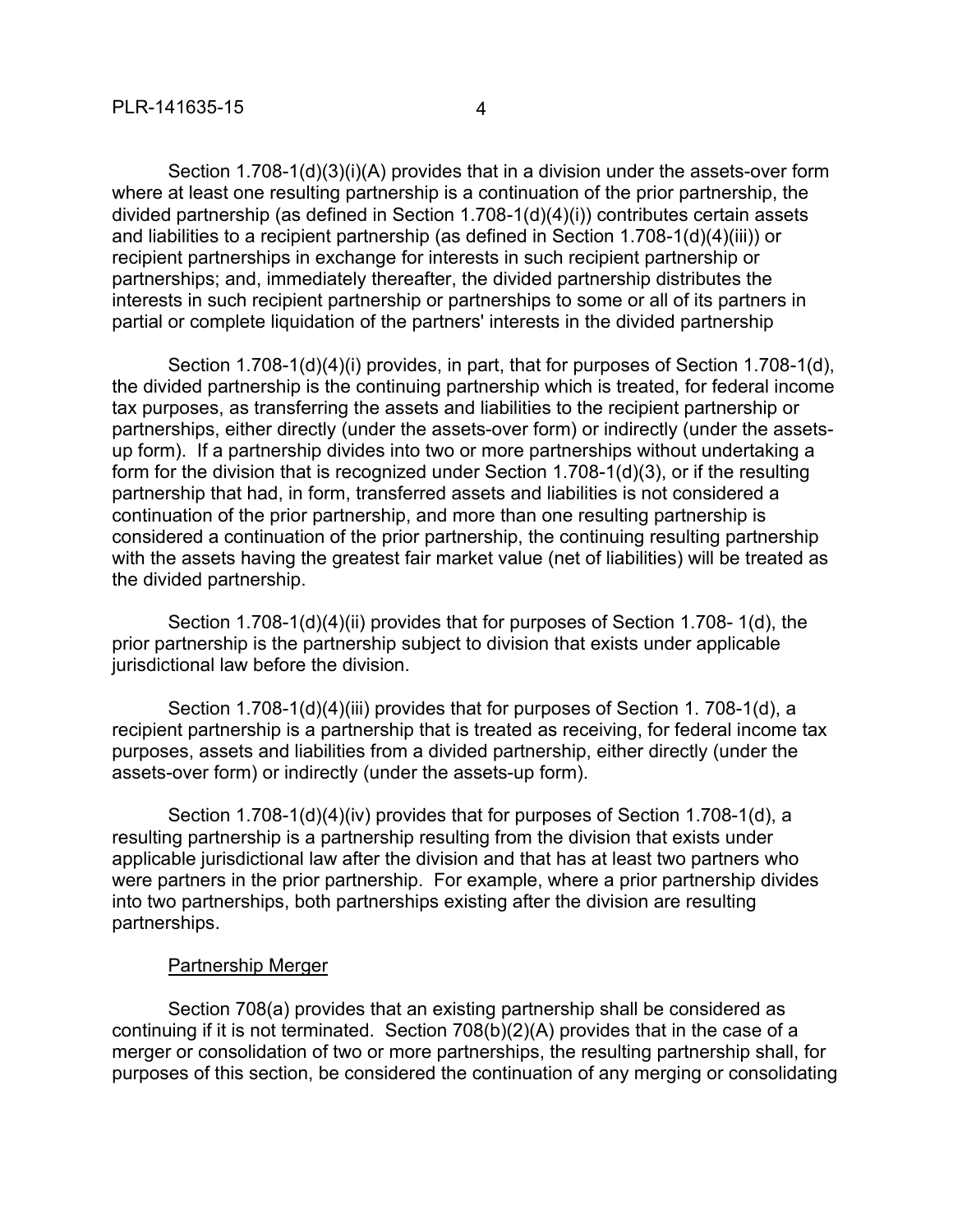Section 1.708-1(d)(3)(i)(A) provides that in a division under the assets-over form where at least one resulting partnership is a continuation of the prior partnership, the divided partnership (as defined in Section 1.708-1(d)(4)(i)) contributes certain assets and liabilities to a recipient partnership (as defined in Section 1.708-1(d)(4)(iii)) or recipient partnerships in exchange for interests in such recipient partnership or partnerships; and, immediately thereafter, the divided partnership distributes the interests in such recipient partnership or partnerships to some or all of its partners in partial or complete liquidation of the partners' interests in the divided partnership

Section 1.708-1(d)(4)(i) provides, in part, that for purposes of Section 1.708-1(d), the divided partnership is the continuing partnership which is treated, for federal income tax purposes, as transferring the assets and liabilities to the recipient partnership or partnerships, either directly (under the assets-over form) or indirectly (under the assets-up form). If a partnership divides into two or more partnerships without undertaking a form for the division that is recognized under Section 1.708-1(d)(3), or if the resulting partnership that had, in form, transferred assets and liabilities is not considered a continuation of the prior partnership, and more than one resulting partnership is considered a continuation of the prior partnership, the continuing resulting partnership with the assets having the greatest fair market value (net of liabilities) will be treated as the divided partnership.

Section 1.708-1(d)(4)(ii) provides that for purposes of Section 1.708- 1(d), the prior partnership is the partnership subject to division that exists under applicable jurisdictional law before the division.

Section 1.708-1(d)(4)(iii) provides that for purposes of Section 1. 708-1(d), a recipient partnership is a partnership that is treated as receiving, for federal income tax purposes, assets and liabilities from a divided partnership, either directly (under the assets-over form) or indirectly (under the assets-up form).

Section 1.708-1(d)(4)(iv) provides that for purposes of Section 1.708-1(d), a resulting partnership is a partnership resulting from the division that exists under applicable jurisdictional law after the division and that has at least two partners who were partners in the prior partnership. For example, where a prior partnership divides into two partnerships, both partnerships existing after the division are resulting partnerships.

Partnership Merger

Section 708(a) provides that an existing partnership shall be considered as continuing if it is not terminated. Section 708(b)(2)(A) provides that in the case of a merger or consolidation of two or more partnerships, the resulting partnership shall, for purposes of this section, be considered the continuation of any merging or consolidating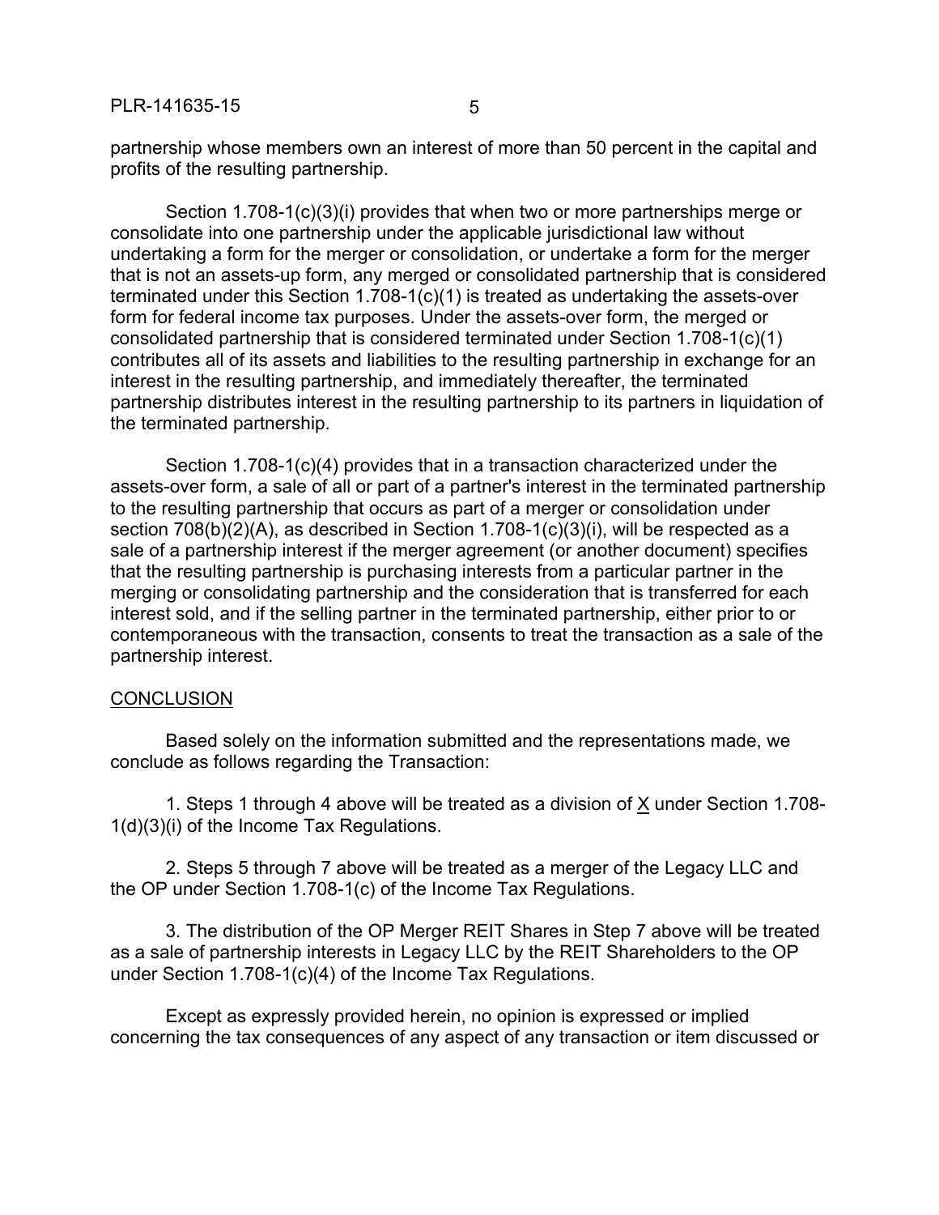partnership whose members own an interest of more than 50 percent in the capital and profits of the resulting partnership.

Section 1.708-1(c)(3)(i) provides that when two or more partnerships merge or consolidate into one partnership under the applicable jurisdictional law without undertaking a form for the merger or consolidation, or undertake a form for the merger that is not an assets-up form, any merged or consolidated partnership that is considered terminated under this Section 1.708-1(c)(1) is treated as undertaking the assets-over form for federal income tax purposes. Under the assets-over form, the merged or consolidated partnership that is considered terminated under Section 1.708-1(c)(1) contributes all of its assets and liabilities to the resulting partnership in exchange for an interest in the resulting partnership, and immediately thereafter, the terminated partnership distributes interest in the resulting partnership to its partners in liquidation of the terminated partnership.

Section 1.708-1(c)(4) provides that in a transaction characterized under the assets-over form, a sale of all or part of a partner's interest in the terminated partnership to the resulting partnership that occurs as part of a merger or consolidation under section 708(b)(2)(A), as described in Section 1.708-1(c)(3)(i), will be respected as a sale of a partnership interest if the merger agreement (or another document) specifies that the resulting partnership is purchasing interests from a particular partner in the merging or consolidating partnership and the consideration that is transferred for each interest sold, and if the selling partner in the terminated partnership, either prior to or contemporaneous with the transaction, consents to treat the transaction as a sale of the partnership interest.

## CONCLUSION

Based solely on the information submitted and the representations made, we conclude as follows regarding the Transaction:

1. Steps 1 through 4 above will be treated as a division of X under Section 1.708-1(d)(3)(i) of the Income Tax Regulations.

2. Steps 5 through 7 above will be treated as a merger of the Legacy LLC and the OP under Section 1.708-1(c) of the Income Tax Regulations.

3. The distribution of the OP Merger REIT Shares in Step 7 above will be treated as a sale of partnership interests in Legacy LLC by the REIT Shareholders to the OP under Section 1.708-1(c)(4) of the Income Tax Regulations.

Except as expressly provided herein, no opinion is expressed or implied concerning the tax consequences of any aspect of any transaction or item discussed or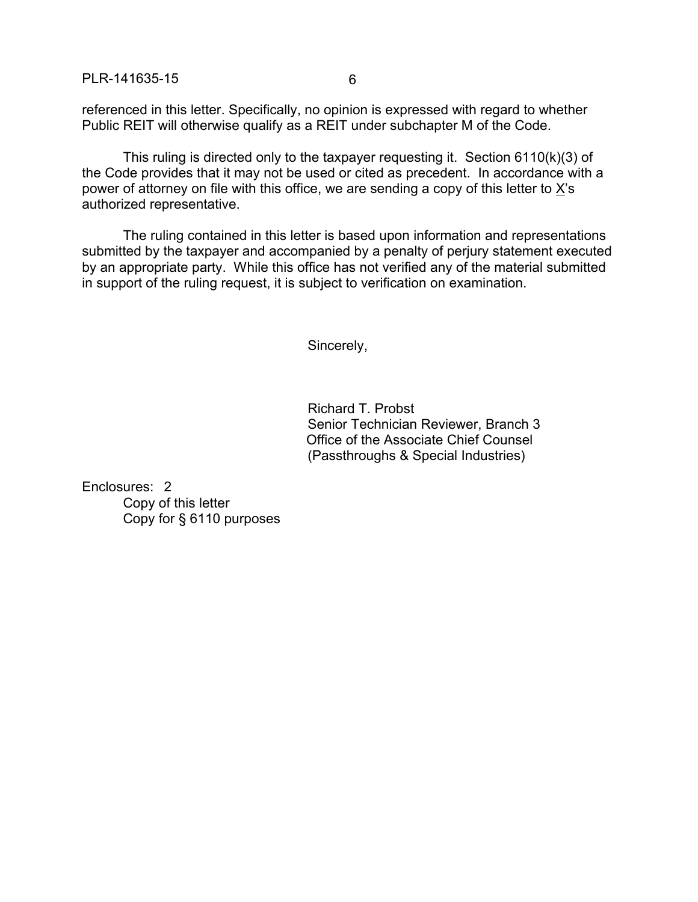referenced in this letter. Specifically, no opinion is expressed with regard to whether Public REIT will otherwise qualify as a REIT under subchapter M of the Code.

This ruling is directed only to the taxpayer requesting it. Section 6110(k)(3) of the Code provides that it may not be used or cited as precedent. In accordance with a power of attorney on file with this office, we are sending a copy of this letter to X's authorized representative.

The ruling contained in this letter is based upon information and representations submitted by the taxpayer and accompanied by a penalty of perjury statement executed by an appropriate party. While this office has not verified any of the material submitted in support of the ruling request, it is subject to verification on examination.

Sincerely,

Richard T. Probst
Senior Technician Reviewer, Branch 3
Office of the Associate Chief Counsel
(Passthroughs & Special Industries)

Enclosures: 2
Copy of this letter
Copy for § 6110 purposes